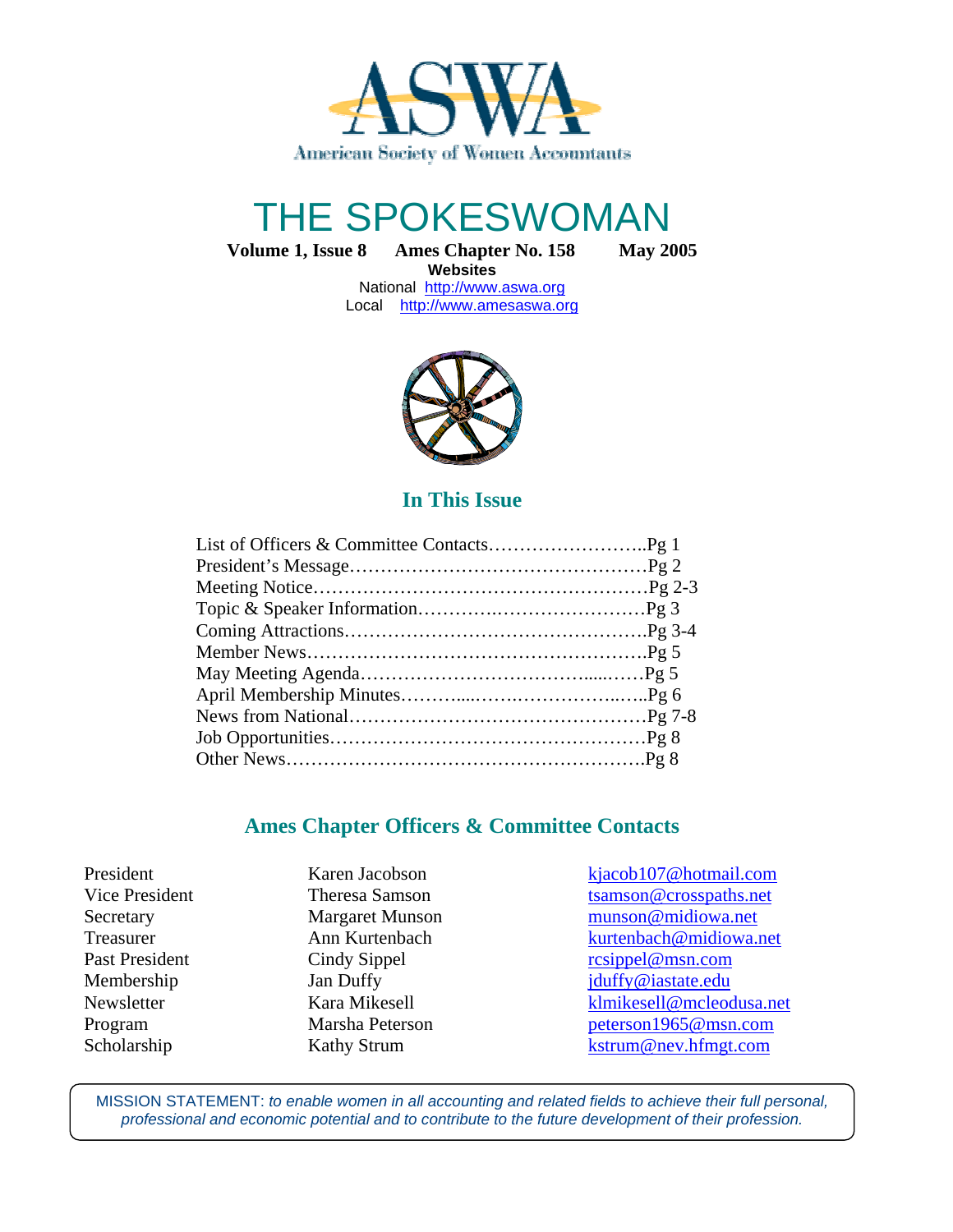ASWA

American Society of Women Accountants

# THE SPOKESWOMAN

**Volume 1, Issue 8 Ames Chapter No. 158 May 2005**

**Websites**

National http://www.aswa.org

Local http://www.amesaswa.org

## In This Issue

| | |
|---|---|
| List of Officers & Committee Contacts | Pg 1 |
| President's Message | Pg 2 |
| Meeting Notice | Pg 2-3 |
| Topic & Speaker Information | Pg 3 |
| Coming Attractions | Pg 3-4 |
| Member News | Pg 5 |
| May Meeting Agenda | Pg 5 |
| April Membership Minutes | Pg 6 |
| News from National | Pg 7-8 |
| Job Opportunities | Pg 8 |
| Other News | Pg 8 |

## Ames Chapter Officers & Committee Contacts

| | | |
|---|---|---|
| President | Karen Jacobson | kjacob107@hotmail.com |
| Vice President | Theresa Samson | tsamson@crosspaths.net |
| Secretary | Margaret Munson | munson@midiowa.net |
| Treasurer | Ann Kurtenbach | kurtenbach@midiowa.net |
| Past President | Cindy Sippel | rcsippel@msn.com |
| Membership | Jan Duffy | jduffy@iastate.edu |
| Newsletter | Kara Mikesell | klmikesell@mcleodusa.net |
| Program | Marsha Peterson | peterson1965@msn.com |
| Scholarship | Kathy Strum | kstrum@nev.hfmgt.com |

MISSION STATEMENT: *to enable women in all accounting and related fields to achieve their full personal, professional and economic potential and to contribute to the future development of their profession.*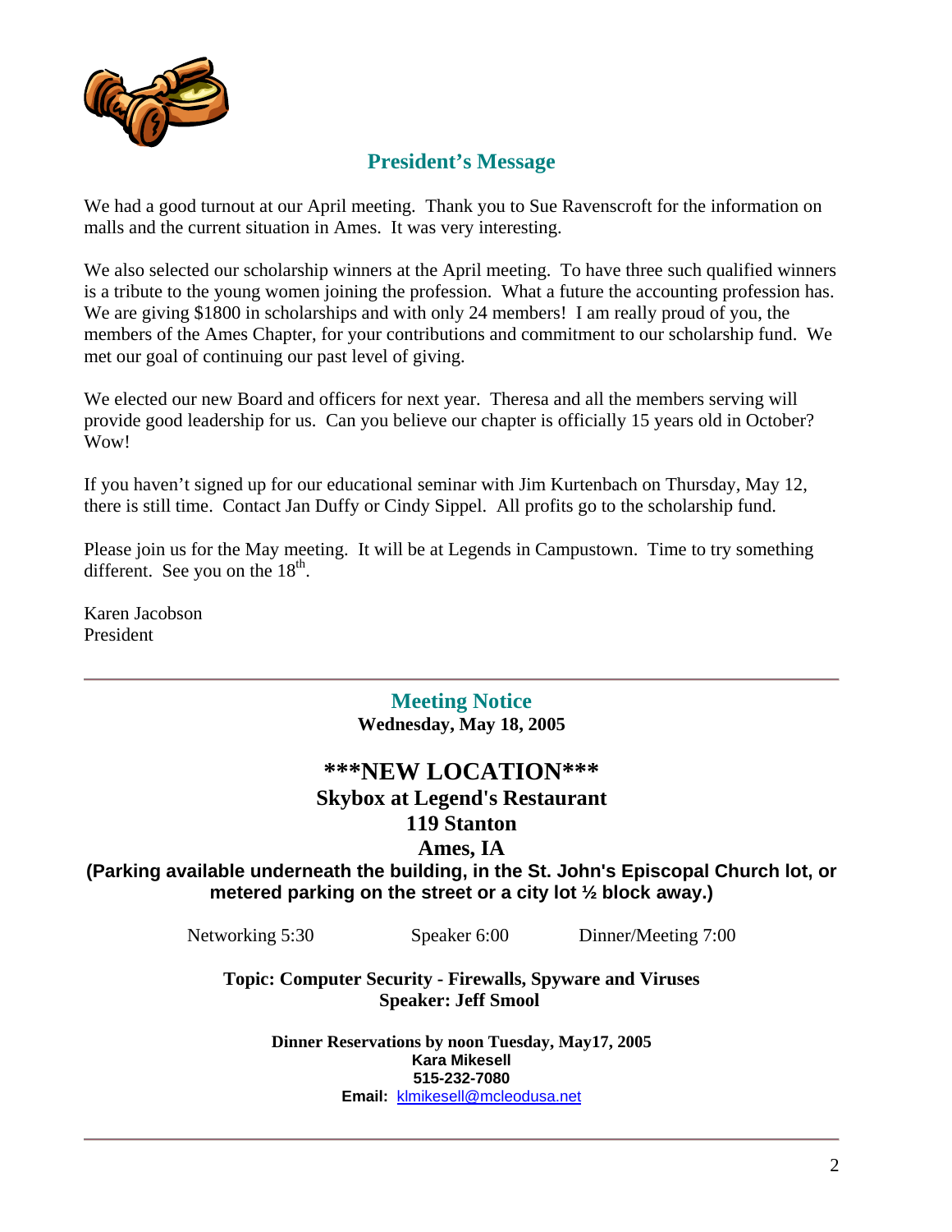## President's Message

We had a good turnout at our April meeting. Thank you to Sue Ravenscroft for the information on malls and the current situation in Ames. It was very interesting.

We also selected our scholarship winners at the April meeting. To have three such qualified winners is a tribute to the young women joining the profession. What a future the accounting profession has. We are giving $1800 in scholarships and with only 24 members! I am really proud of you, the members of the Ames Chapter, for your contributions and commitment to our scholarship fund. We met our goal of continuing our past level of giving.

We elected our new Board and officers for next year. Theresa and all the members serving will provide good leadership for us. Can you believe our chapter is officially 15 years old in October? Wow!

If you haven't signed up for our educational seminar with Jim Kurtenbach on Thursday, May 12, there is still time. Contact Jan Duffy or Cindy Sippel. All profits go to the scholarship fund.

Please join us for the May meeting. It will be at Legends in Campustown. Time to try something different. See you on the 18th.

Karen Jacobson
President

---

## Meeting Notice

**Wednesday, May 18, 2005**

# \*\*\*NEW LOCATION\*\*\*

**Skybox at Legend's Restaurant**
**119 Stanton**
**Ames, IA**

**(Parking available underneath the building, in the St. John's Episcopal Church lot, or metered parking on the street or a city lot ½ block away.)**

Networking 5:30 Speaker 6:00 Dinner/Meeting 7:00

**Topic: Computer Security - Firewalls, Spyware and Viruses**
**Speaker: Jeff Smool**

**Dinner Reservations by noon Tuesday, May17, 2005**
**Kara Mikesell**
**515-232-7080**
**Email:** klmikesell@mcleodusa.net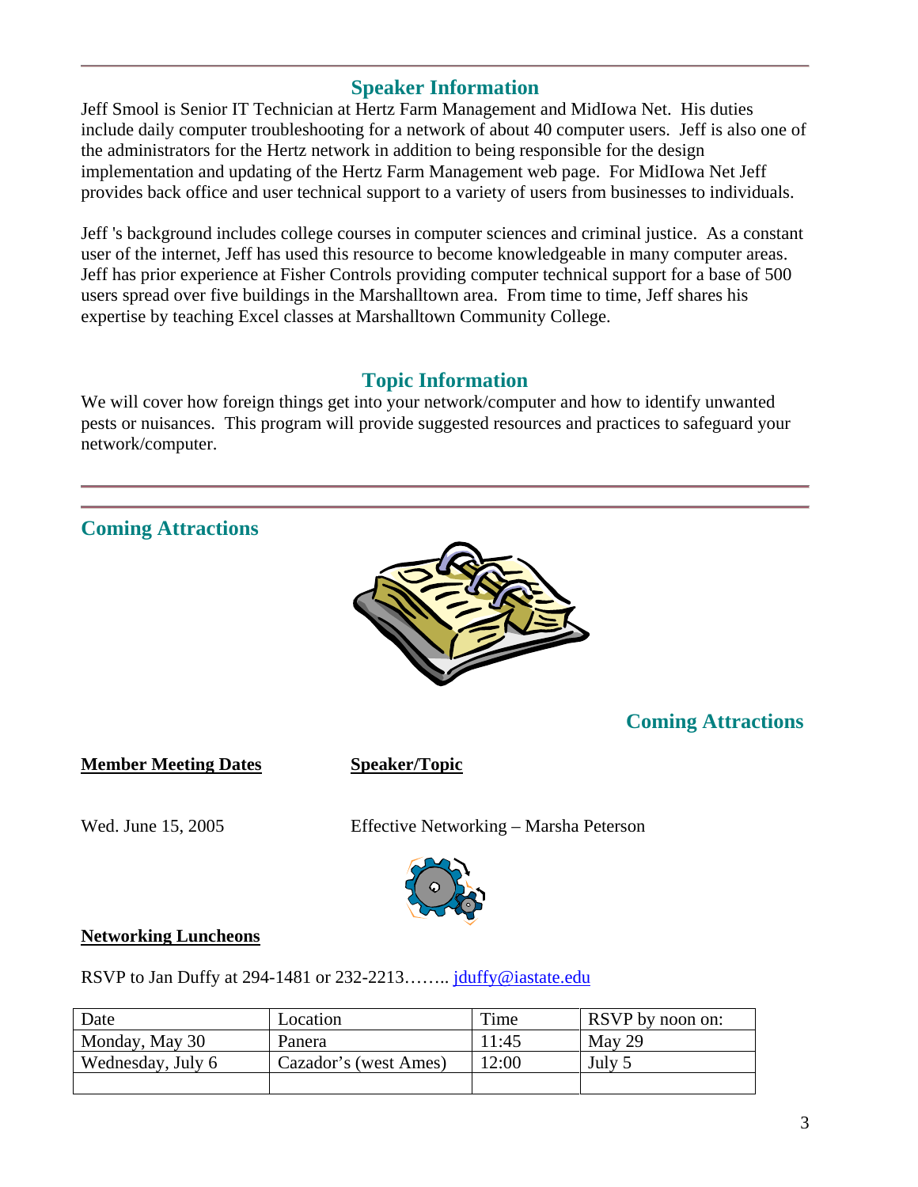## Speaker Information

Jeff Smool is Senior IT Technician at Hertz Farm Management and MidIowa Net. His duties include daily computer troubleshooting for a network of about 40 computer users. Jeff is also one of the administrators for the Hertz network in addition to being responsible for the design implementation and updating of the Hertz Farm Management web page. For MidIowa Net Jeff provides back office and user technical support to a variety of users from businesses to individuals.

Jeff 's background includes college courses in computer sciences and criminal justice. As a constant user of the internet, Jeff has used this resource to become knowledgeable in many computer areas. Jeff has prior experience at Fisher Controls providing computer technical support for a base of 500 users spread over five buildings in the Marshalltown area. From time to time, Jeff shares his expertise by teaching Excel classes at Marshalltown Community College.

## Topic Information

We will cover how foreign things get into your network/computer and how to identify unwanted pests or nuisances. This program will provide suggested resources and practices to safeguard your network/computer.

---

## Coming Attractions

## Coming Attractions

| **Member Meeting Dates** | **Speaker/Topic** |
|---|---|
| Wed. June 15, 2005 | Effective Networking – Marsha Peterson |

**Networking Luncheons**

RSVP to Jan Duffy at 294-1481 or 232-2213…….. jduffy@iastate.edu

| Date | Location | Time | RSVP by noon on: |
|---|---|---|---|
| Monday, May 30 | Panera | 11:45 | May 29 |
| Wednesday, July 6 | Cazador's (west Ames) | 12:00 | July 5 |
| | | | |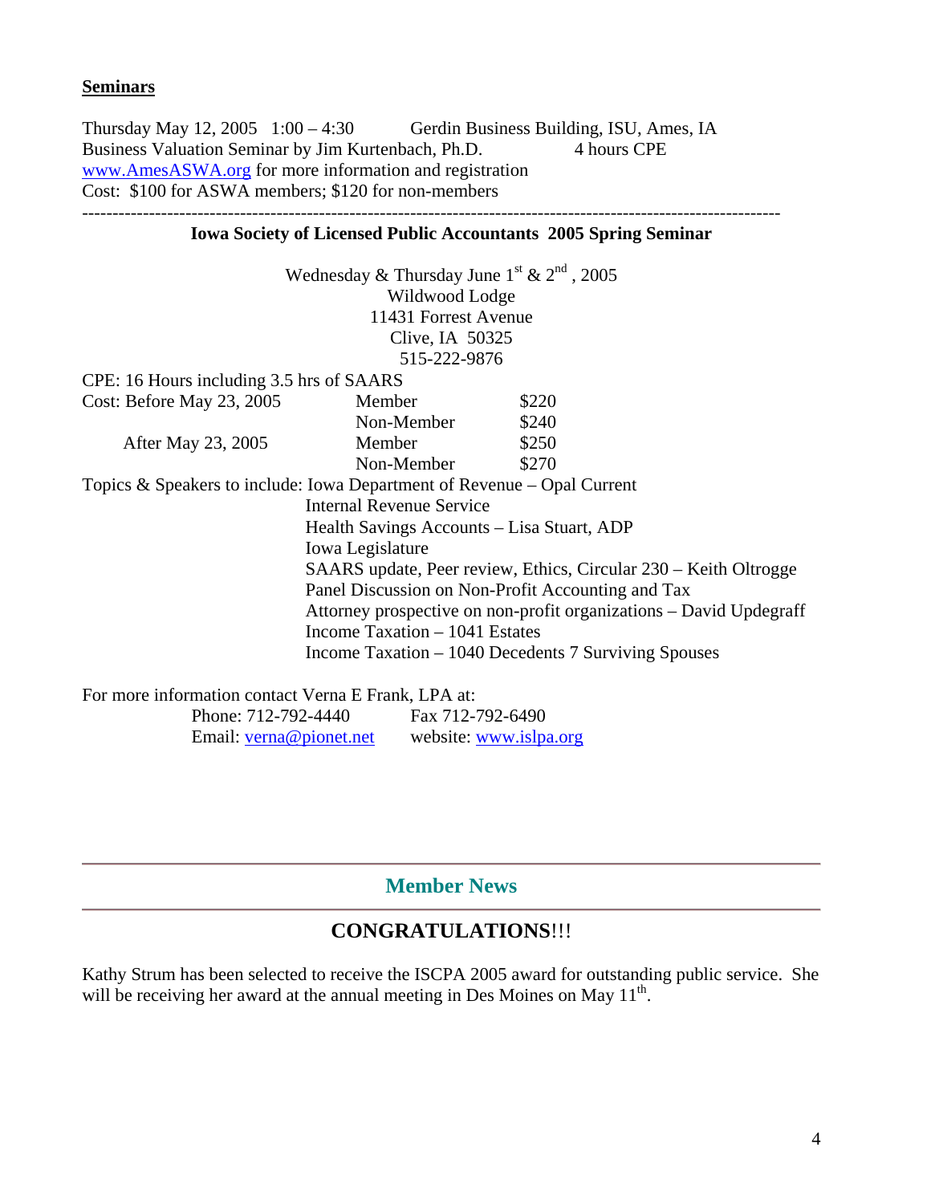## Seminars

Thursday May 12, 2005 1:00 – 4:30 Gerdin Business Building, ISU, Ames, IA
Business Valuation Seminar by Jim Kurtenbach, Ph.D. 4 hours CPE
www.AmesASWA.org for more information and registration
Cost: $100 for ASWA members; $120 for non-members

---

**Iowa Society of Licensed Public Accountants 2005 Spring Seminar**

Wednesday & Thursday June 1st & 2nd, 2005
Wildwood Lodge
11431 Forrest Avenue
Clive, IA 50325
515-222-9876

CPE: 16 Hours including 3.5 hrs of SAARS

| Cost: | | |
|---|---|---|
| Before May 23, 2005 | Member | $220 |
| | Non-Member | $240 |
| After May 23, 2005 | Member | $250 |
| | Non-Member | $270 |

Topics & Speakers to include:
- Iowa Department of Revenue – Opal Current
- Internal Revenue Service
- Health Savings Accounts – Lisa Stuart, ADP
- Iowa Legislature
- SAARS update, Peer review, Ethics, Circular 230 – Keith Oltrogge
- Panel Discussion on Non-Profit Accounting and Tax
- Attorney prospective on non-profit organizations – David Updegraff
- Income Taxation – 1041 Estates
- Income Taxation – 1040 Decedents 7 Surviving Spouses

For more information contact Verna E Frank, LPA at:
Phone: 712-792-4440 Fax 712-792-6490
Email: verna@pionet.net website: www.islpa.org

---

## Member News

---

### CONGRATULATIONS!!!

Kathy Strum has been selected to receive the ISCPA 2005 award for outstanding public service. She will be receiving her award at the annual meeting in Des Moines on May 11th.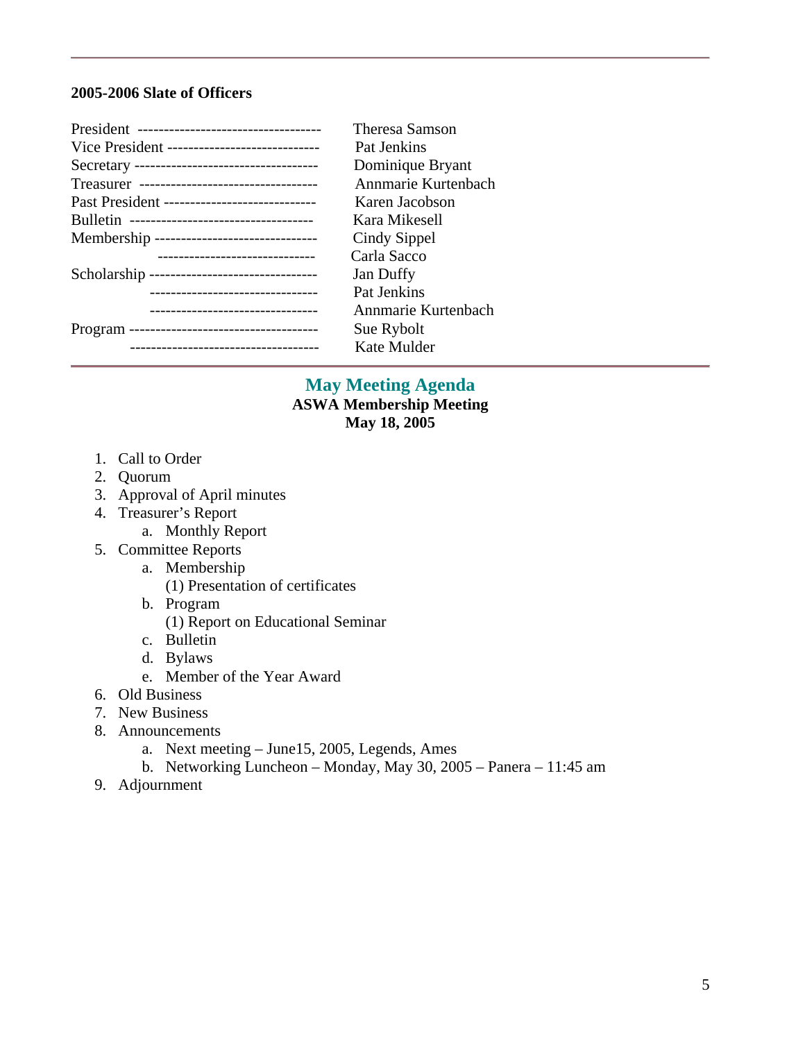**2005-2006 Slate of Officers**

| | |
|---|---|
| President | Theresa Samson |
| Vice President | Pat Jenkins |
| Secretary | Dominique Bryant |
| Treasurer | Annmarie Kurtenbach |
| Past President | Karen Jacobson |
| Bulletin | Kara Mikesell |
| Membership | Cindy Sippel |
| | Carla Sacco |
| Scholarship | Jan Duffy |
| | Pat Jenkins |
| | Annmarie Kurtenbach |
| Program | Sue Rybolt |
| | Kate Mulder |

---

## May Meeting Agenda

**ASWA Membership Meeting**
**May 18, 2005**

1. Call to Order
2. Quorum
3. Approval of April minutes
4. Treasurer's Report
   a. Monthly Report
5. Committee Reports
   a. Membership
      (1) Presentation of certificates
   b. Program
      (1) Report on Educational Seminar
   c. Bulletin
   d. Bylaws
   e. Member of the Year Award
6. Old Business
7. New Business
8. Announcements
   a. Next meeting – June15, 2005, Legends, Ames
   b. Networking Luncheon – Monday, May 30, 2005 – Panera – 11:45 am
9. Adjournment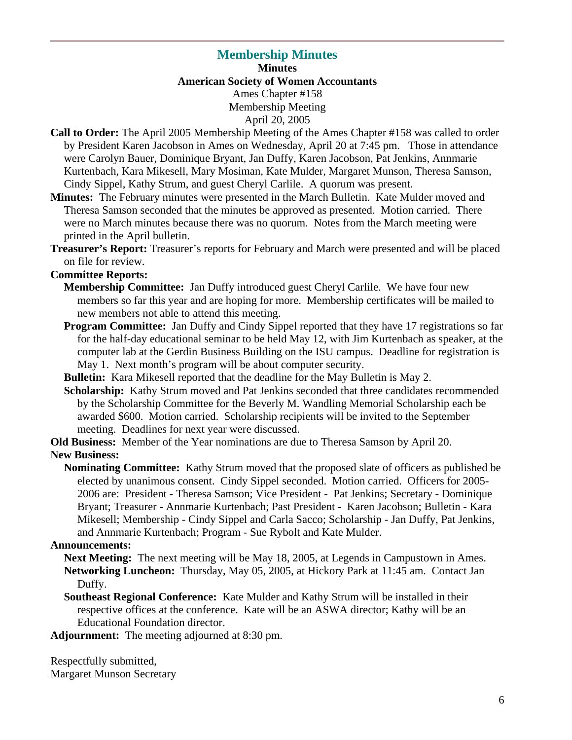## Membership Minutes

**Minutes**

**American Society of Women Accountants**

Ames Chapter #158

Membership Meeting

April 20, 2005

**Call to Order:** The April 2005 Membership Meeting of the Ames Chapter #158 was called to order by President Karen Jacobson in Ames on Wednesday, April 20 at 7:45 pm. Those in attendance were Carolyn Bauer, Dominique Bryant, Jan Duffy, Karen Jacobson, Pat Jenkins, Annmarie Kurtenbach, Kara Mikesell, Mary Mosiman, Kate Mulder, Margaret Munson, Theresa Samson, Cindy Sippel, Kathy Strum, and guest Cheryl Carlile. A quorum was present.

**Minutes:** The February minutes were presented in the March Bulletin. Kate Mulder moved and Theresa Samson seconded that the minutes be approved as presented. Motion carried. There were no March minutes because there was no quorum. Notes from the March meeting were printed in the April bulletin.

**Treasurer's Report:** Treasurer's reports for February and March were presented and will be placed on file for review.

**Committee Reports:**

**Membership Committee:** Jan Duffy introduced guest Cheryl Carlile. We have four new members so far this year and are hoping for more. Membership certificates will be mailed to new members not able to attend this meeting.

**Program Committee:** Jan Duffy and Cindy Sippel reported that they have 17 registrations so far for the half-day educational seminar to be held May 12, with Jim Kurtenbach as speaker, at the computer lab at the Gerdin Business Building on the ISU campus. Deadline for registration is May 1. Next month's program will be about computer security.

**Bulletin:** Kara Mikesell reported that the deadline for the May Bulletin is May 2.

**Scholarship:** Kathy Strum moved and Pat Jenkins seconded that three candidates recommended by the Scholarship Committee for the Beverly M. Wandling Memorial Scholarship each be awarded $600. Motion carried. Scholarship recipients will be invited to the September meeting. Deadlines for next year were discussed.

**Old Business:** Member of the Year nominations are due to Theresa Samson by April 20.

**New Business:**

**Nominating Committee:** Kathy Strum moved that the proposed slate of officers as published be elected by unanimous consent. Cindy Sippel seconded. Motion carried. Officers for 2005-2006 are: President - Theresa Samson; Vice President - Pat Jenkins; Secretary - Dominique Bryant; Treasurer - Annmarie Kurtenbach; Past President - Karen Jacobson; Bulletin - Kara Mikesell; Membership - Cindy Sippel and Carla Sacco; Scholarship - Jan Duffy, Pat Jenkins, and Annmarie Kurtenbach; Program - Sue Rybolt and Kate Mulder.

**Announcements:**

**Next Meeting:** The next meeting will be May 18, 2005, at Legends in Campustown in Ames.

**Networking Luncheon:** Thursday, May 05, 2005, at Hickory Park at 11:45 am. Contact Jan Duffy.

**Southeast Regional Conference:** Kate Mulder and Kathy Strum will be installed in their respective offices at the conference. Kate will be an ASWA director; Kathy will be an Educational Foundation director.

**Adjournment:** The meeting adjourned at 8:30 pm.

Respectfully submitted,
Margaret Munson Secretary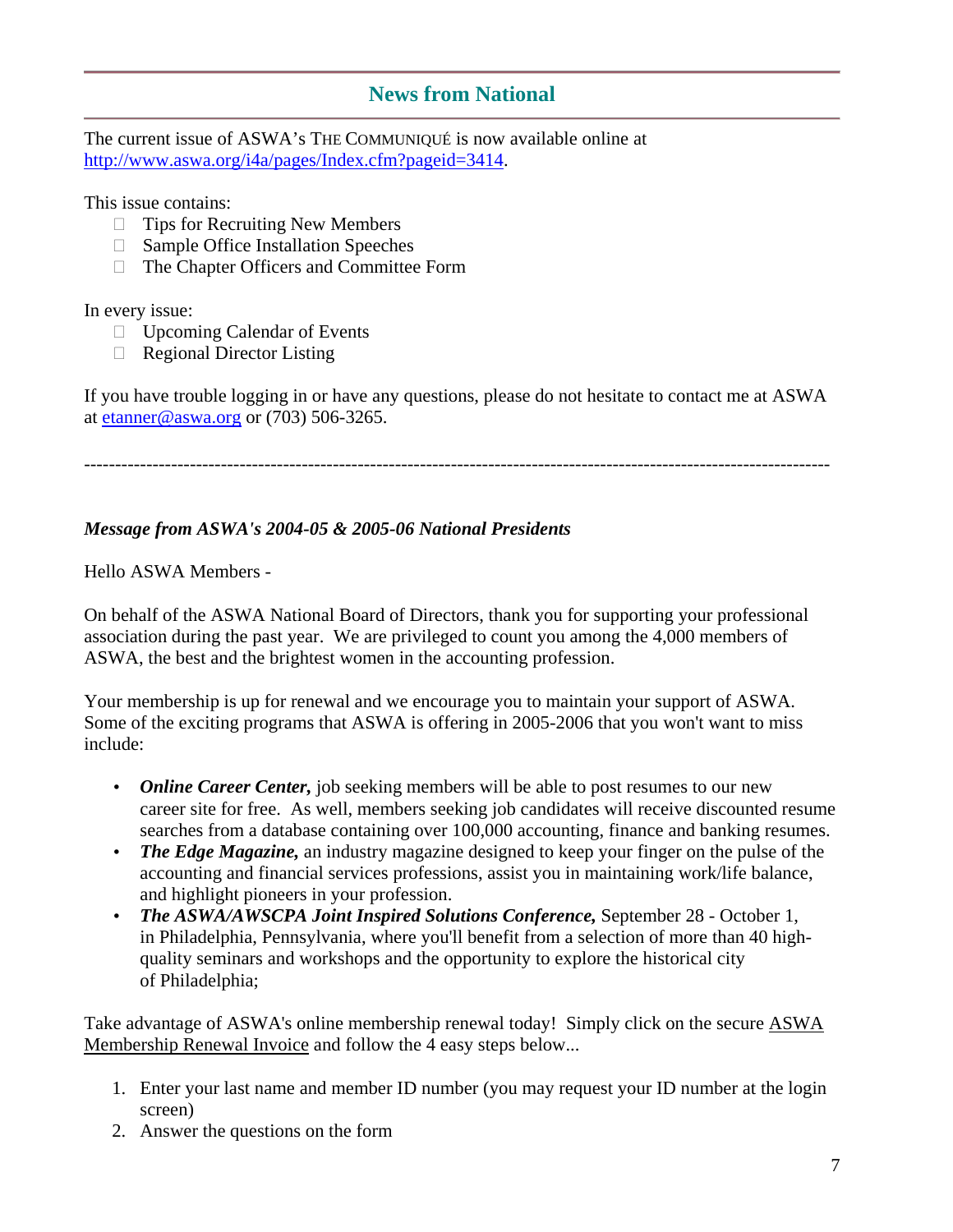## News from National

The current issue of ASWA's THE COMMUNIQUÉ is now available online at http://www.aswa.org/i4a/pages/Index.cfm?pageid=3414.

This issue contains:

- Tips for Recruiting New Members
- Sample Office Installation Speeches
- The Chapter Officers and Committee Form

In every issue:

- Upcoming Calendar of Events
- Regional Director Listing

If you have trouble logging in or have any questions, please do not hesitate to contact me at ASWA at etanner@aswa.org or (703) 506-3265.

---

***Message from ASWA's 2004-05 & 2005-06 National Presidents***

Hello ASWA Members -

On behalf of the ASWA National Board of Directors, thank you for supporting your professional association during the past year. We are privileged to count you among the 4,000 members of ASWA, the best and the brightest women in the accounting profession.

Your membership is up for renewal and we encourage you to maintain your support of ASWA. Some of the exciting programs that ASWA is offering in 2005-2006 that you won't want to miss include:

- ***Online Career Center,*** job seeking members will be able to post resumes to our new career site for free. As well, members seeking job candidates will receive discounted resume searches from a database containing over 100,000 accounting, finance and banking resumes.
- ***The Edge Magazine,*** an industry magazine designed to keep your finger on the pulse of the accounting and financial services professions, assist you in maintaining work/life balance, and highlight pioneers in your profession.
- ***The ASWA/AWSCPA Joint Inspired Solutions Conference,*** September 28 - October 1, in Philadelphia, Pennsylvania, where you'll benefit from a selection of more than 40 high-quality seminars and workshops and the opportunity to explore the historical city of Philadelphia;

Take advantage of ASWA's online membership renewal today! Simply click on the secure ASWA Membership Renewal Invoice and follow the 4 easy steps below...

1. Enter your last name and member ID number (you may request your ID number at the login screen)
2. Answer the questions on the form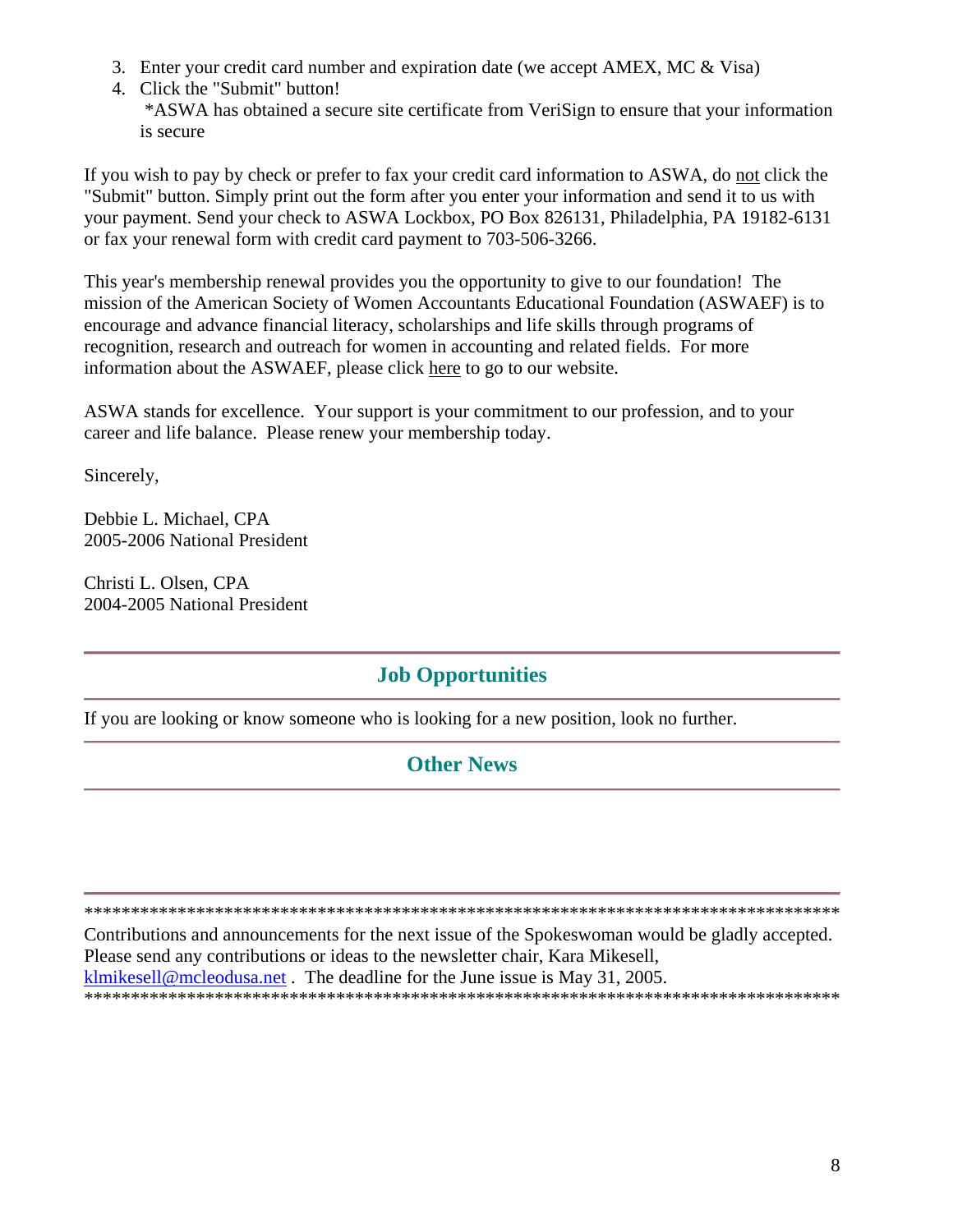3. Enter your credit card number and expiration date (we accept AMEX, MC & Visa)
4. Click the "Submit" button!
   *ASWA has obtained a secure site certificate from VeriSign to ensure that your information is secure

If you wish to pay by check or prefer to fax your credit card information to ASWA, do not click the "Submit" button. Simply print out the form after you enter your information and send it to us with your payment. Send your check to ASWA Lockbox, PO Box 826131, Philadelphia, PA 19182-6131 or fax your renewal form with credit card payment to 703-506-3266.

This year's membership renewal provides you the opportunity to give to our foundation! The mission of the American Society of Women Accountants Educational Foundation (ASWAEF) is to encourage and advance financial literacy, scholarships and life skills through programs of recognition, research and outreach for women in accounting and related fields. For more information about the ASWAEF, please click here to go to our website.

ASWA stands for excellence. Your support is your commitment to our profession, and to your career and life balance. Please renew your membership today.

Sincerely,

Debbie L. Michael, CPA
2005-2006 National President

Christi L. Olsen, CPA
2004-2005 National President

---

## Job Opportunities

---

If you are looking or know someone who is looking for a new position, look no further.

---

## Other News

---

---

*************************************************************************************
Contributions and announcements for the next issue of the Spokeswoman would be gladly accepted. Please send any contributions or ideas to the newsletter chair, Kara Mikesell, klmikesell@mcleodusa.net . The deadline for the June issue is May 31, 2005.
*************************************************************************************